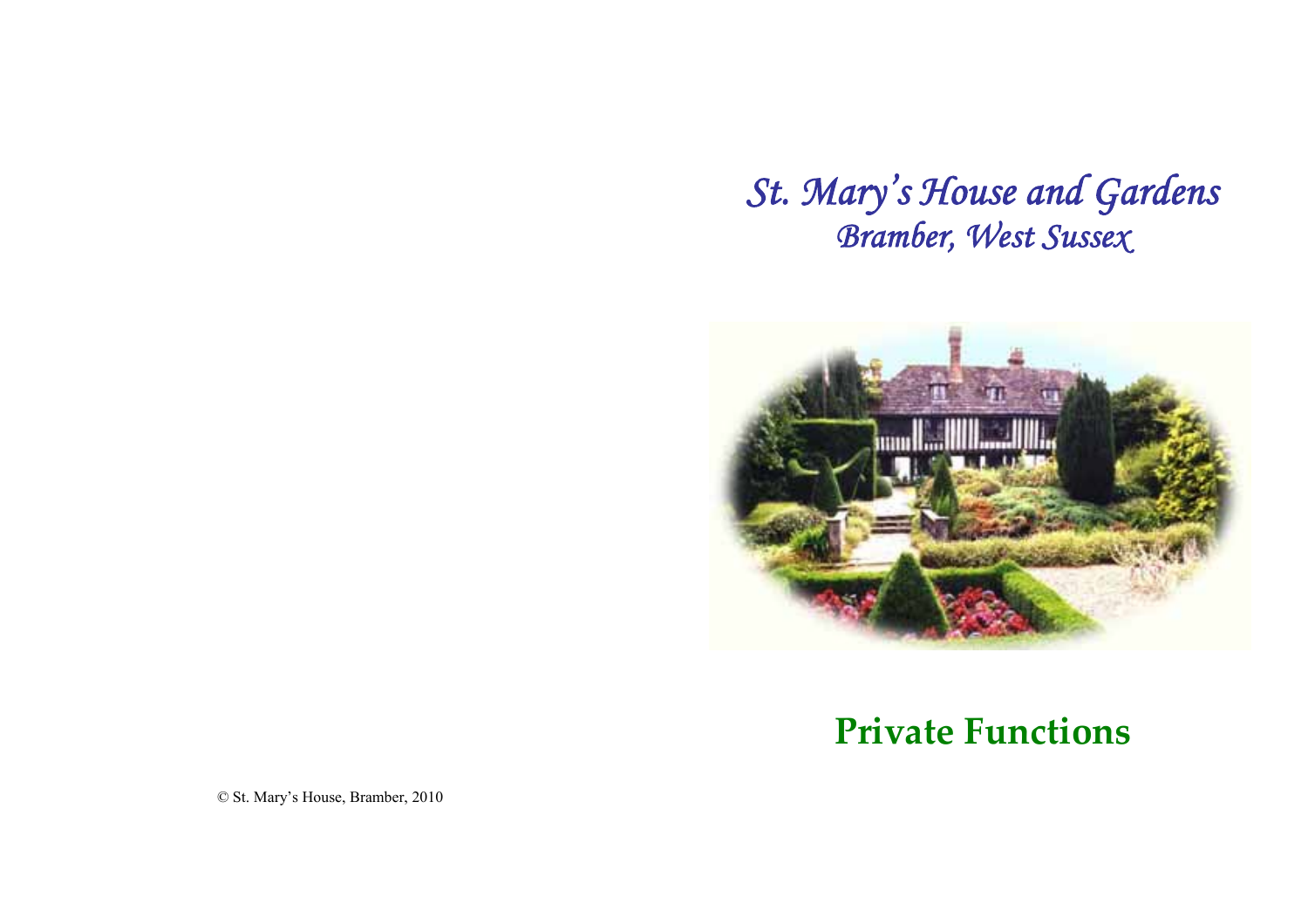# *St. Mary's House and Gardens*

## *Bramber, West Sussex*

# **Private Functions**

© St. Mary's House, Bramber, 2010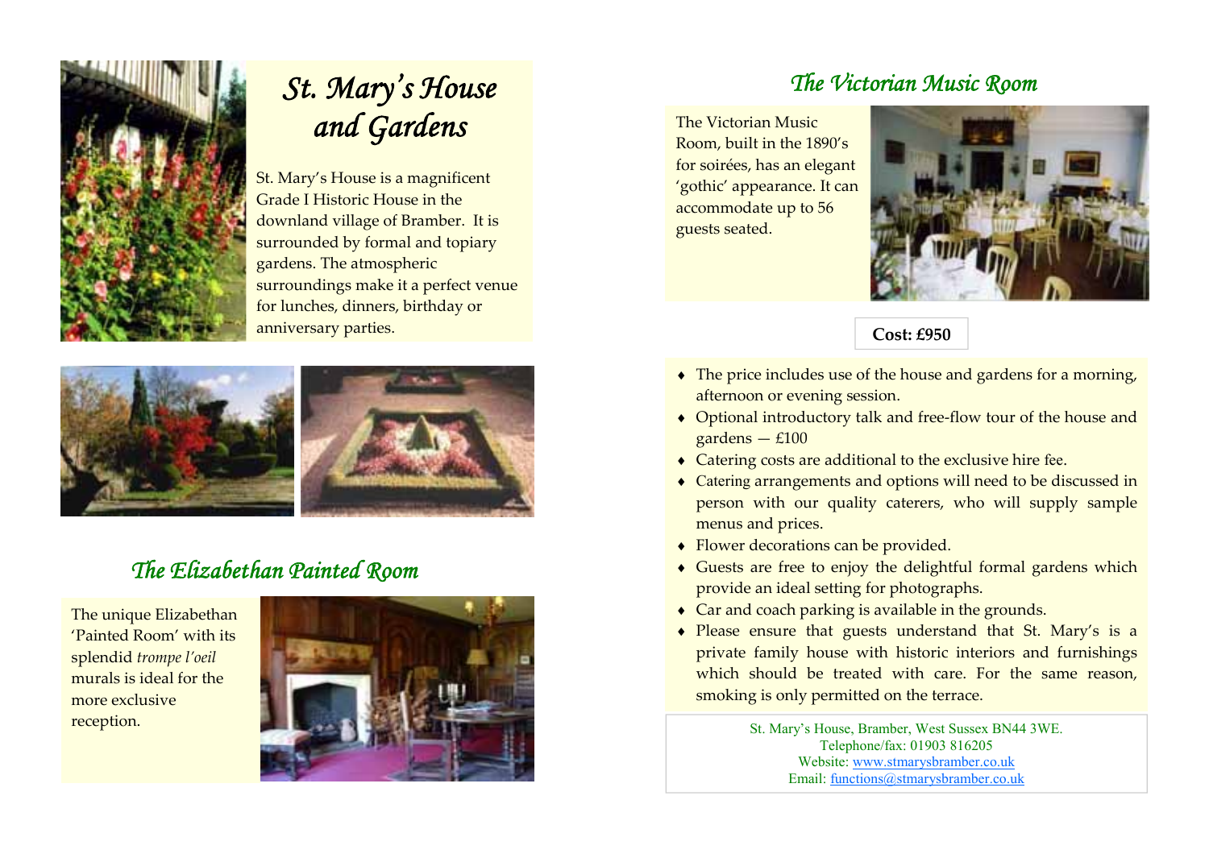# *St. Mary's House and Gardens*

St. Mary's House is a magnificent Grade I Historic House in the downland village of Bramber. It is surrounded by formal and topiary gardens. The atmospheric surroundings make it a perfect venue for lunches, dinners, birthday or anniversary parties.

## *The Elizabethan Painted Room*

The unique Elizabethan 'Painted Room' with its splendid *trompe l'oeil* murals is ideal for the more exclusive reception.

## *The Victorian Music Room*

The Victorian Music Room, built in the 1890's for soirées, has an elegant 'gothic' appearance. It can accommodate up to 56 guests seated.

**Cost: £950**

- The price includes use of the house and gardens for a morning, afternoon or evening session.
- Optional introductory talk and free-flow tour of the house and gardens — £100
- Catering costs are additional to the exclusive hire fee.
- Catering arrangements and options will need to be discussed in person with our quality caterers, who will supply sample menus and prices.
- Flower decorations can be provided.
- Guests are free to enjoy the delightful formal gardens which provide an ideal setting for photographs.
- Car and coach parking is available in the grounds.
- Please ensure that guests understand that St. Mary's is a private family house with historic interiors and furnishings which should be treated with care. For the same reason, smoking is only permitted on the terrace.

St. Mary's House, Bramber, West Sussex BN44 3WE.
Telephone/fax: 01903 816205
Website: www.stmarysbramber.co.uk
Email: functions@stmarysbramber.co.uk